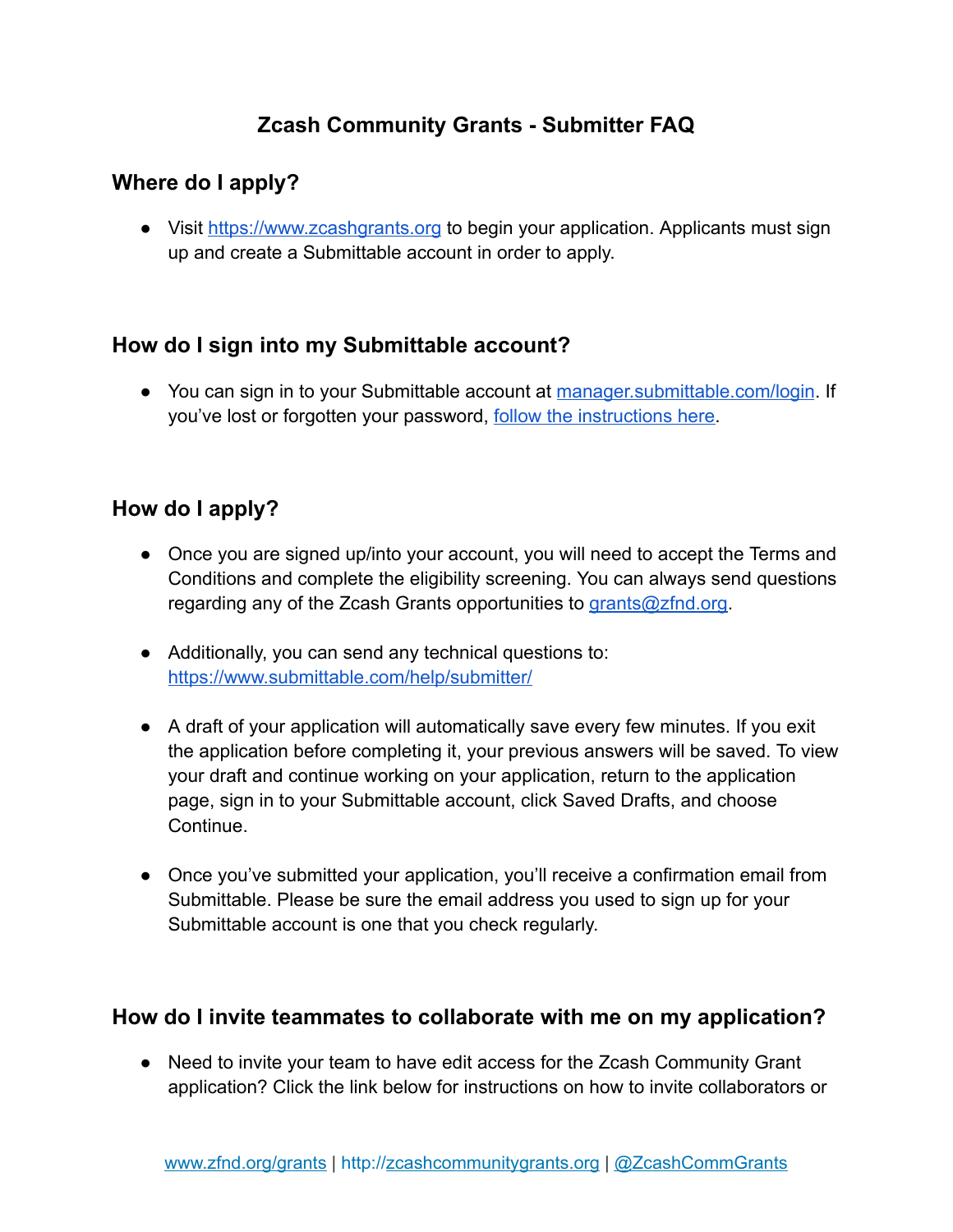# Zcash Community Grants - Submitter FAQ

## Where do I apply?

- Visit https://www.zcashgrants.org to begin your application. Applicants must sign up and create a Submittable account in order to apply.

## How do I sign into my Submittable account?

- You can sign in to your Submittable account at manager.submittable.com/login. If you've lost or forgotten your password, follow the instructions here.

## How do I apply?

- Once you are signed up/into your account, you will need to accept the Terms and Conditions and complete the eligibility screening. You can always send questions regarding any of the Zcash Grants opportunities to grants@zfnd.org.

- Additionally, you can send any technical questions to: https://www.submittable.com/help/submitter/

- A draft of your application will automatically save every few minutes. If you exit the application before completing it, your previous answers will be saved. To view your draft and continue working on your application, return to the application page, sign in to your Submittable account, click Saved Drafts, and choose Continue.

- Once you've submitted your application, you'll receive a confirmation email from Submittable. Please be sure the email address you used to sign up for your Submittable account is one that you check regularly.

## How do I invite teammates to collaborate with me on my application?

- Need to invite your team to have edit access for the Zcash Community Grant application? Click the link below for instructions on how to invite collaborators or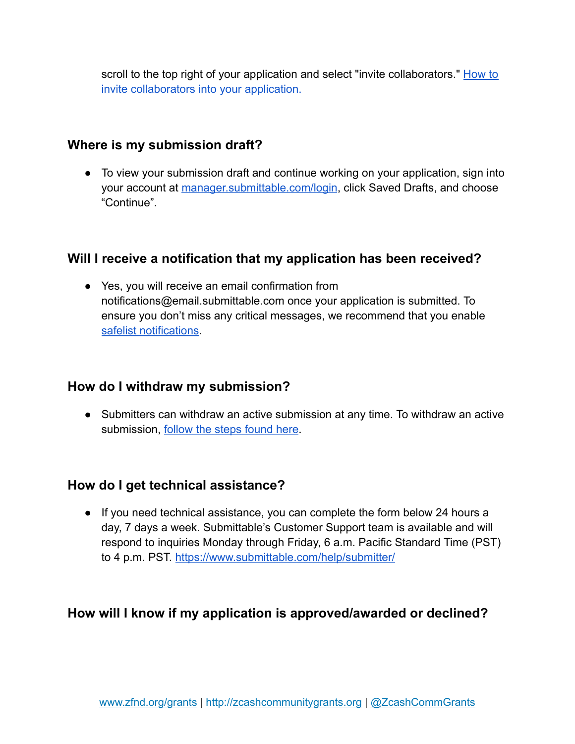scroll to the top right of your application and select "invite collaborators." [How to invite collaborators into your application.]

### Where is my submission draft?

- To view your submission draft and continue working on your application, sign into your account at manager.submittable.com/login, click Saved Drafts, and choose "Continue".

### Will I receive a notification that my application has been received?

- Yes, you will receive an email confirmation from notifications@email.submittable.com once your application is submitted. To ensure you don't miss any critical messages, we recommend that you enable safelist notifications.

### How do I withdraw my submission?

- Submitters can withdraw an active submission at any time. To withdraw an active submission, follow the steps found here.

### How do I get technical assistance?

- If you need technical assistance, you can complete the form below 24 hours a day, 7 days a week. Submittable's Customer Support team is available and will respond to inquiries Monday through Friday, 6 a.m. Pacific Standard Time (PST) to 4 p.m. PST. https://www.submittable.com/help/submitter/

### How will I know if my application is approved/awarded or declined?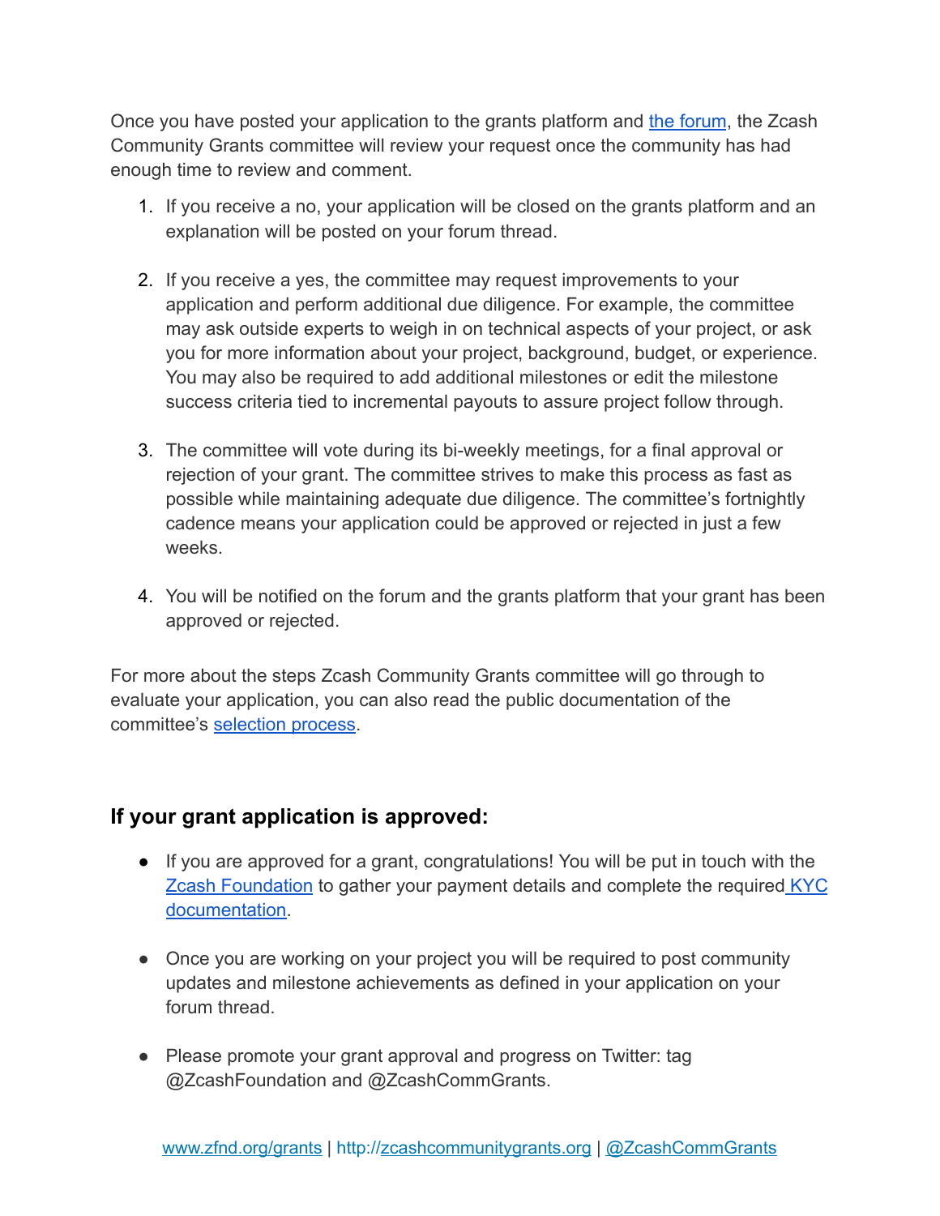Once you have posted your application to the grants platform and the forum, the Zcash Community Grants committee will review your request once the community has had enough time to review and comment.

1. If you receive a no, your application will be closed on the grants platform and an explanation will be posted on your forum thread.

2. If you receive a yes, the committee may request improvements to your application and perform additional due diligence. For example, the committee may ask outside experts to weigh in on technical aspects of your project, or ask you for more information about your project, background, budget, or experience. You may also be required to add additional milestones or edit the milestone success criteria tied to incremental payouts to assure project follow through.

3. The committee will vote during its bi-weekly meetings, for a final approval or rejection of your grant. The committee strives to make this process as fast as possible while maintaining adequate due diligence. The committee's fortnightly cadence means your application could be approved or rejected in just a few weeks.

4. You will be notified on the forum and the grants platform that your grant has been approved or rejected.

For more about the steps Zcash Community Grants committee will go through to evaluate your application, you can also read the public documentation of the committee's selection process.

## If your grant application is approved:

- If you are approved for a grant, congratulations! You will be put in touch with the Zcash Foundation to gather your payment details and complete the required KYC documentation.

- Once you are working on your project you will be required to post community updates and milestone achievements as defined in your application on your forum thread.

- Please promote your grant approval and progress on Twitter: tag @ZcashFoundation and @ZcashCommGrants.

www.zfnd.org/grants | http://zcashcommunitygrants.org | @ZcashCommGrants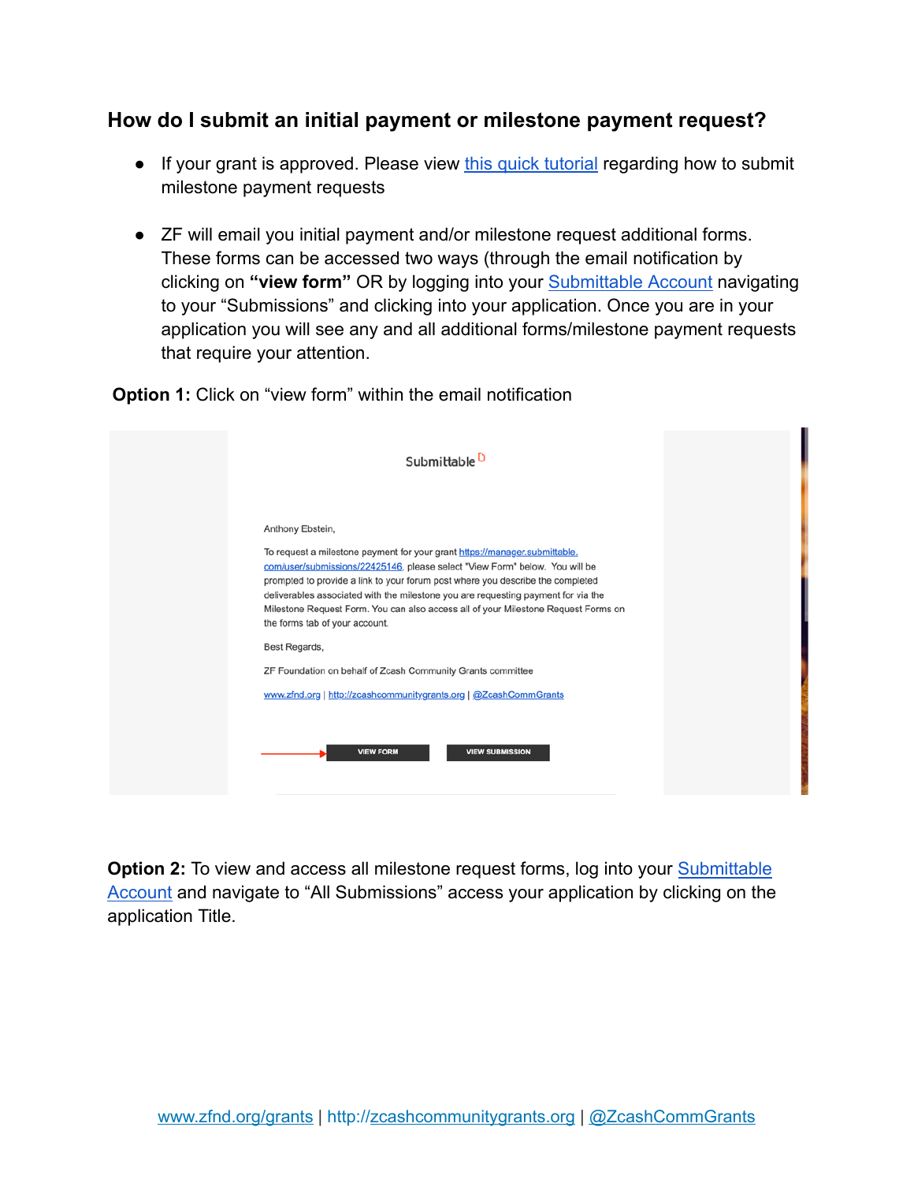### How do I submit an initial payment or milestone payment request?

- If your grant is approved. Please view [this quick tutorial]() regarding how to submit milestone payment requests

- ZF will email you initial payment and/or milestone request additional forms. These forms can be accessed two ways (through the email notification by clicking on **"view form"** OR by logging into your [Submittable Account]() navigating to your "Submissions" and clicking into your application. Once you are in your application you will see any and all additional forms/milestone payment requests that require your attention.

**Option 1:** Click on "view form" within the email notification

> Submittable
>
> Anthony Ebstein,
>
> To request a milestone payment for your grant https://manager.submittable.com/user/submissions/22425146, please select "View Form" below. You will be prompted to provide a link to your forum post where you describe the completed deliverables associated with the milestone you are requesting payment for via the Milestone Request Form. You can also access all of your Milestone Request Forms on the forms tab of your account.
>
> Best Regards,
>
> ZF Foundation on behalf of Zcash Community Grants committee
>
> www.zfnd.org | http://zcashcommunitygrants.org | @ZcashCommGrants
>
> VIEW FORM | VIEW SUBMISSION

**Option 2:** To view and access all milestone request forms, log into your [Submittable Account]() and navigate to "All Submissions" access your application by clicking on the application Title.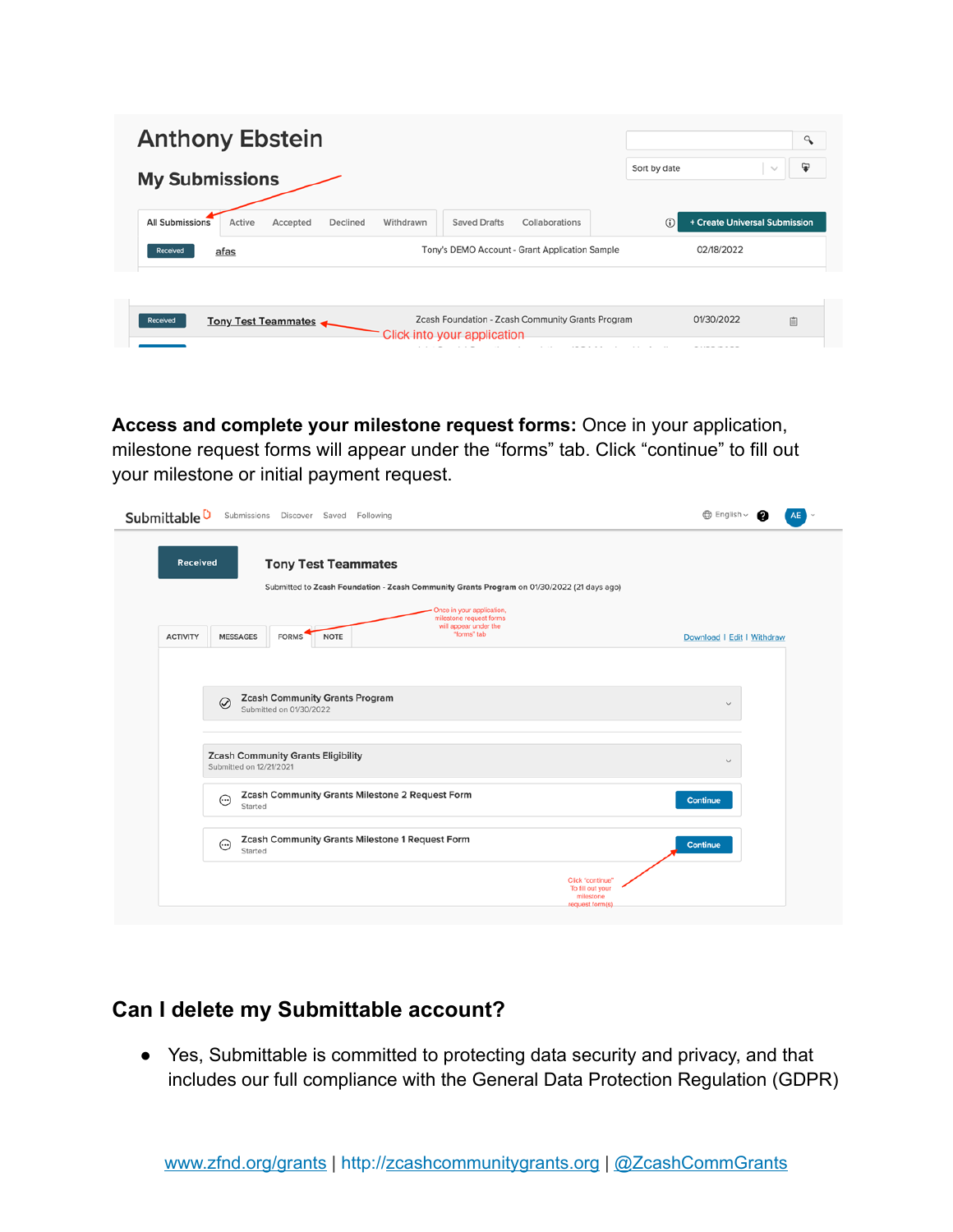**Access and complete your milestone request forms:** Once in your application, milestone request forms will appear under the “forms” tab. Click “continue” to fill out your milestone or initial payment request.

## Can I delete my Submittable account?

- Yes, Submittable is committed to protecting data security and privacy, and that includes our full compliance with the General Data Protection Regulation (GDPR)

www.zfnd.org/grants | http://zcashcommunitygrants.org | @ZcashCommGrants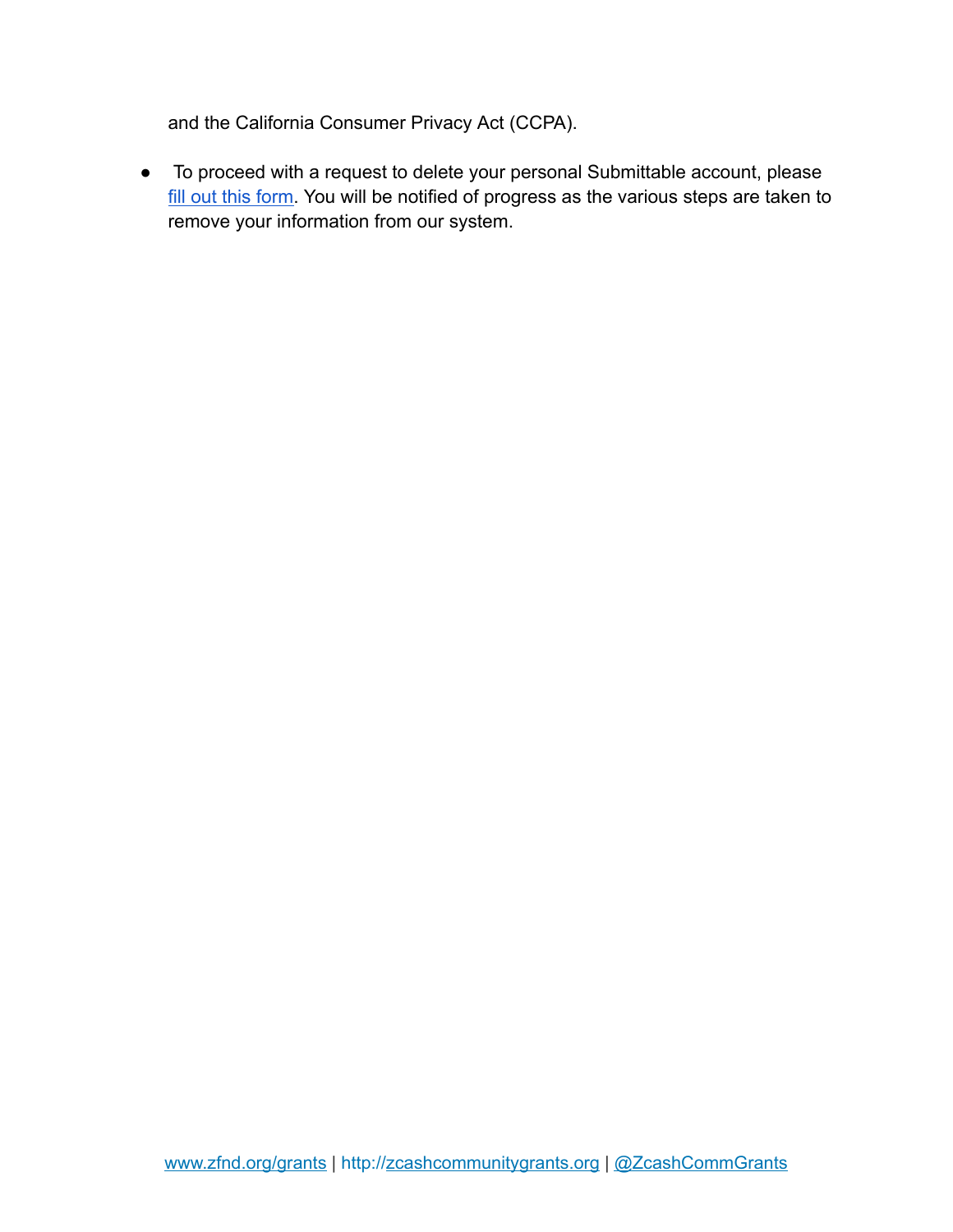and the California Consumer Privacy Act (CCPA).

- To proceed with a request to delete your personal Submittable account, please fill out this form. You will be notified of progress as the various steps are taken to remove your information from our system.

www.zfnd.org/grants | http://zcashcommunitygrants.org | @ZcashCommGrants